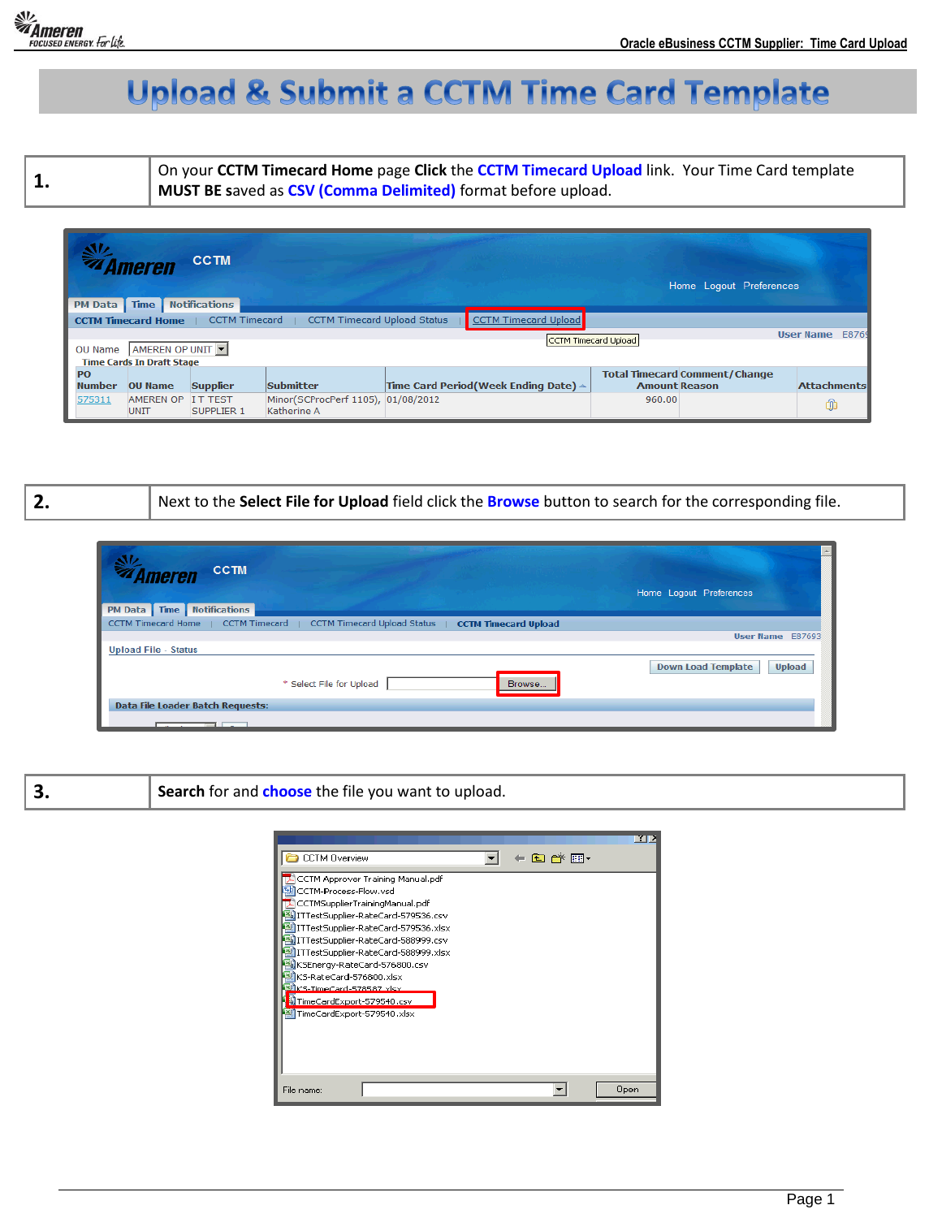# Upload & Submit a CCTM Time Card Template

| 1. | On your **CCTM Timecard Home** page **Click** the **CCTM Timecard Upload** link. Your Time Card template **MUST BE** saved as **CSV (Comma Delimited)** format before upload. |
|---|---|

| 2. | Next to the **Select File for Upload** field click the **Browse** button to search for the corresponding file. |
|---|---|

| 3. | **Search** for and **choose** the file you want to upload. |
|---|---|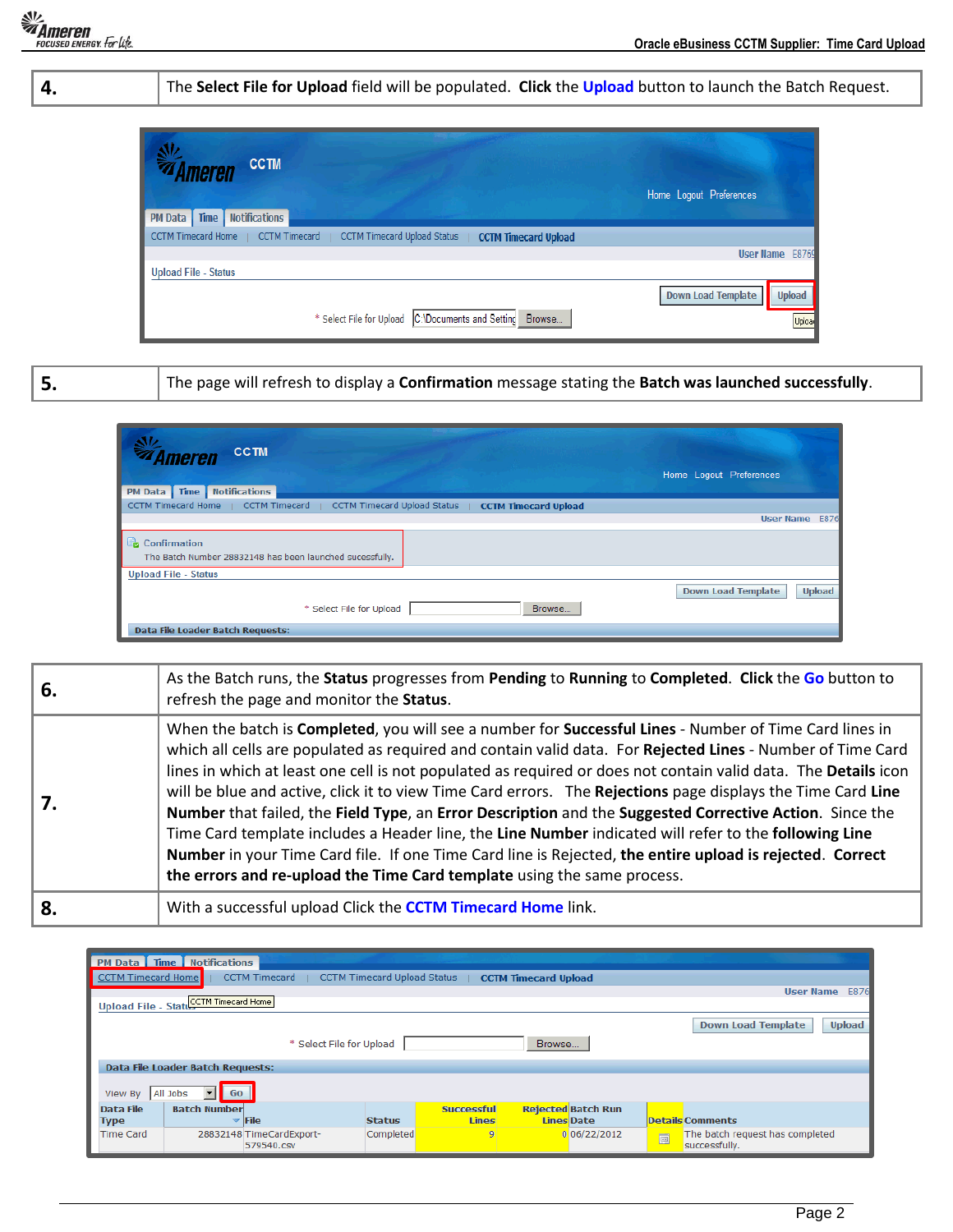| | |
|---|---|
| **4.** | The **Select File for Upload** field will be populated. **Click** the **Upload** button to launch the Batch Request. |

| | |
|---|---|
| **5.** | The page will refresh to display a **Confirmation** message stating the **Batch was launched successfully**. |

| | |
|---|---|
| **6.** | As the Batch runs, the **Status** progresses from **Pending** to **Running** to **Completed**. **Click** the **Go** button to refresh the page and monitor the **Status**. |
| **7.** | When the batch is **Completed**, you will see a number for **Successful Lines** - Number of Time Card lines in which all cells are populated as required and contain valid data. For **Rejected Lines** - Number of Time Card lines in which at least one cell is not populated as required or does not contain valid data. The **Details** icon will be blue and active, click it to view Time Card errors. The **Rejections** page displays the Time Card **Line Number** that failed, the **Field Type**, an **Error Description** and the **Suggested Corrective Action**. Since the Time Card template includes a Header line, the **Line Number** indicated will refer to the **following Line Number** in your Time Card file. If one Time Card line is Rejected, **the entire upload is rejected**. **Correct the errors and re-upload the Time Card template** using the same process. |
| **8.** | With a successful upload Click the **CCTM Timecard Home** link. |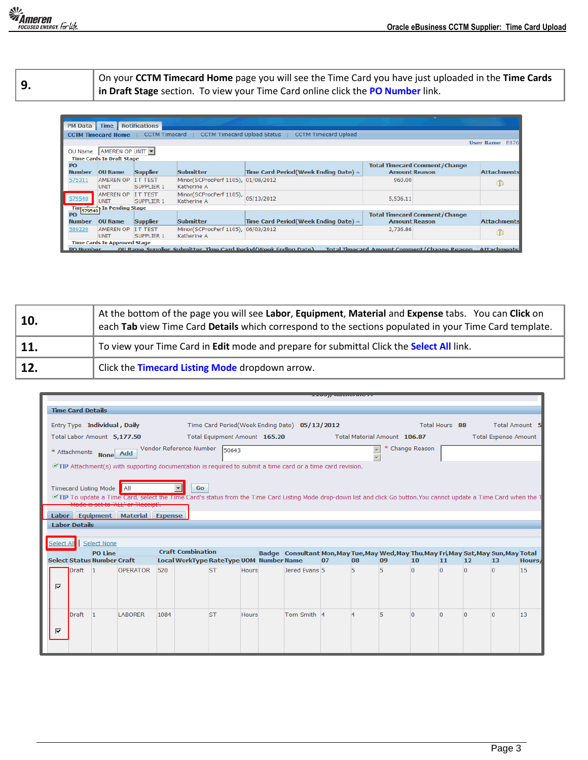| 9. | On your **CCTM Timecard Home** page you will see the Time Card you have just uploaded in the **Time Cards in Draft Stage** section. To view your Time Card online click the **PO Number** link. |
|---|---|

| 10. | At the bottom of the page you will see **Labor**, **Equipment**, **Material** and **Expense** tabs. You can **Click** on each **Tab** view Time Card **Details** which correspond to the sections populated in your Time Card template. |
|---|---|
| 11. | To view your Time Card in **Edit** mode and prepare for submittal Click the **Select All** link. |
| 12. | Click the **Timecard Listing Mode** dropdown arrow. |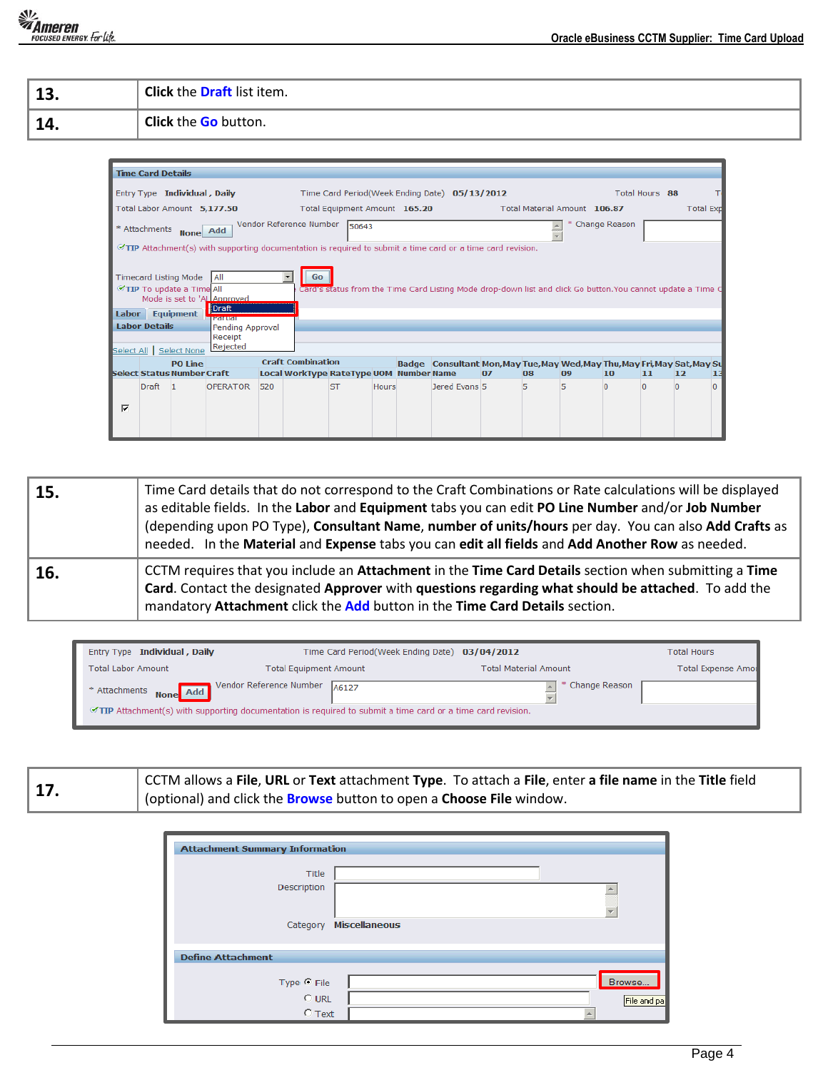| | |
|---|---|
| **13.** | **Click** the **Draft** list item. |
| **14.** | **Click** the **Go** button. |

| | |
|---|---|
| **15.** | Time Card details that do not correspond to the Craft Combinations or Rate calculations will be displayed as editable fields. In the **Labor** and **Equipment** tabs you can edit **PO Line Number** and/or **Job Number** (depending upon PO Type), **Consultant Name**, **number of units/hours** per day. You can also **Add Crafts** as needed. In the **Material** and **Expense** tabs you can **edit all fields** and **Add Another Row** as needed. |
| **16.** | CCTM requires that you include an **Attachment** in the **Time Card Details** section when submitting a **Time Card**. Contact the designated **Approver** with **questions regarding what should be attached**. To add the mandatory **Attachment** click the **Add** button in the **Time Card Details** section. |

| | |
|---|---|
| **17.** | CCTM allows a **File**, **URL** or **Text** attachment **Type**. To attach a **File**, enter **a file name** in the **Title** field (optional) and click the **Browse** button to open a **Choose File** window. |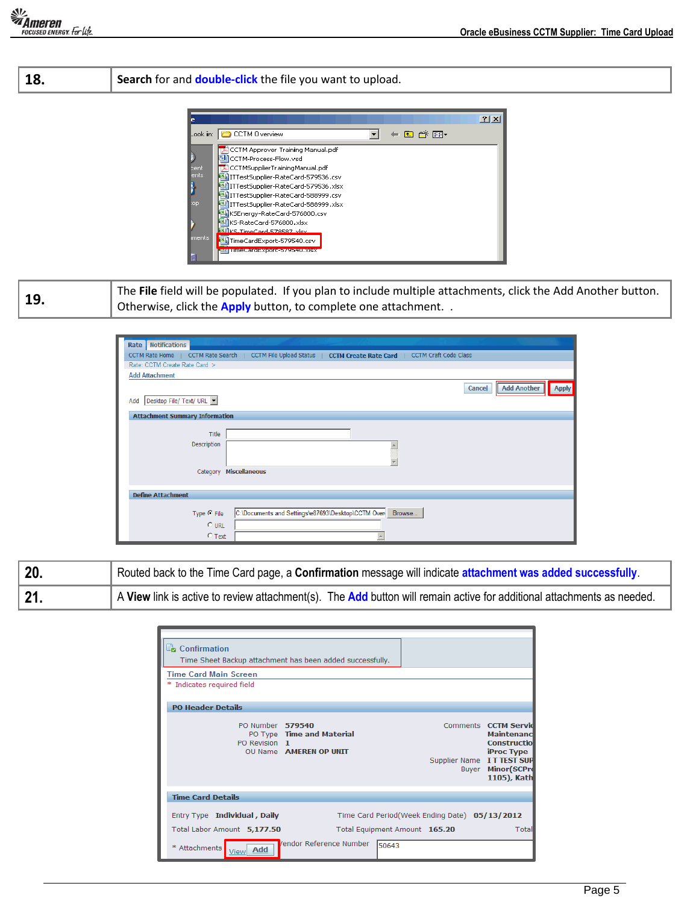| 18. | **Search** for and **double-click** the file you want to upload. |
|---|---|

| 19. | The **File** field will be populated. If you plan to include multiple attachments, click the Add Another button. Otherwise, click the **Apply** button, to complete one attachment. . |
|---|---|

| 20. | Routed back to the Time Card page, a **Confirmation** message will indicate **attachment was added successfully**. |
|---|---|
| 21. | A **View** link is active to review attachment(s). The **Add** button will remain active for additional attachments as needed. |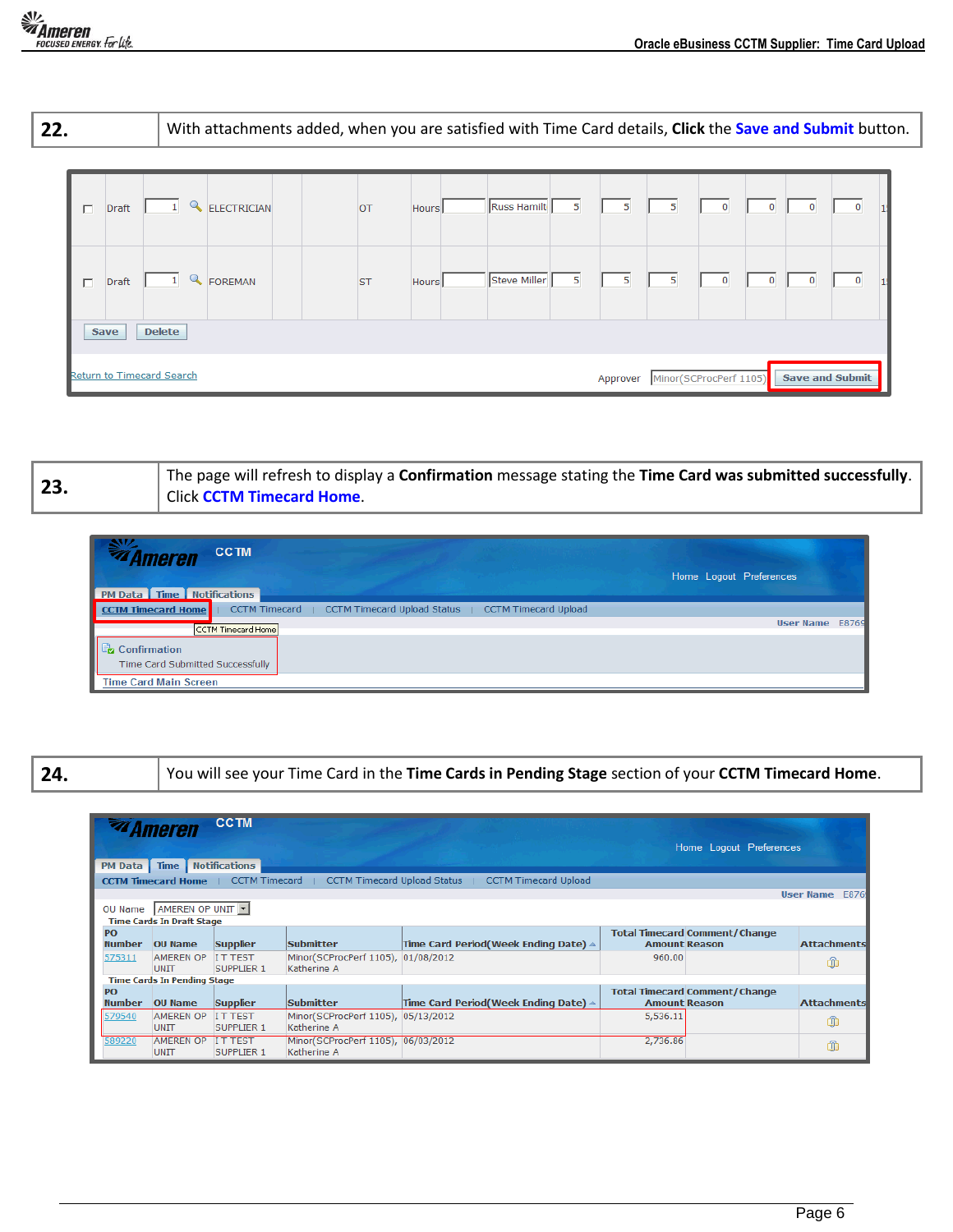| 22. | With attachments added, when you are satisfied with Time Card details, **Click** the **Save and Submit** button. |
|---|---|

| 23. | The page will refresh to display a **Confirmation** message stating the **Time Card was submitted successfully**. Click **CCTM Timecard Home**. |
|---|---|

| 24. | You will see your Time Card in the **Time Cards in Pending Stage** section of your **CCTM Timecard Home**. |
|---|---|